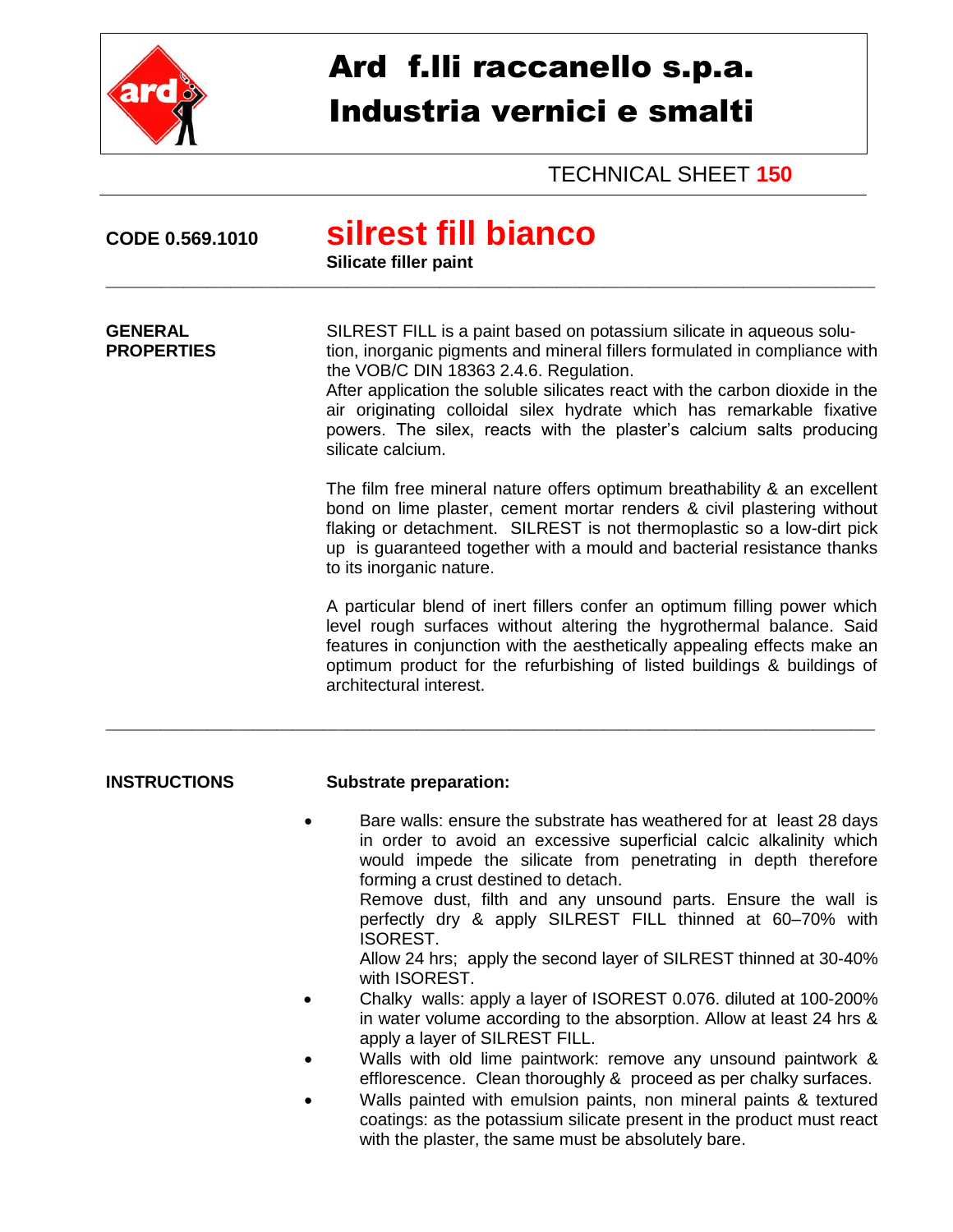# Ard f.lli raccanello s.p.a.
# Industria vernici e smalti

TECHNICAL SHEET **150**

**CODE 0.569.1010**

## silrest fill bianco

**Silicate filler paint**

---

**GENERAL PROPERTIES**

SILREST FILL is a paint based on potassium silicate in aqueous solution, inorganic pigments and mineral fillers formulated in compliance with the VOB/C DIN 18363 2.4.6. Regulation.
After application the soluble silicates react with the carbon dioxide in the air originating colloidal silex hydrate which has remarkable fixative powers. The silex, reacts with the plaster's calcium salts producing silicate calcium.

The film free mineral nature offers optimum breathability & an excellent bond on lime plaster, cement mortar renders & civil plastering without flaking or detachment. SILREST is not thermoplastic so a low-dirt pick up is guaranteed together with a mould and bacterial resistance thanks to its inorganic nature.

A particular blend of inert fillers confer an optimum filling power which level rough surfaces without altering the hygrothermal balance. Said features in conjunction with the aesthetically appealing effects make an optimum product for the refurbishing of listed buildings & buildings of architectural interest.

---

**INSTRUCTIONS**

**Substrate preparation:**

- Bare walls: ensure the substrate has weathered for at least 28 days in order to avoid an excessive superficial calcic alkalinity which would impede the silicate from penetrating in depth therefore forming a crust destined to detach.
  Remove dust, filth and any unsound parts. Ensure the wall is perfectly dry & apply SILREST FILL thinned at 60–70% with ISOREST.
  Allow 24 hrs; apply the second layer of SILREST thinned at 30-40% with ISOREST.
- Chalky walls: apply a layer of ISOREST 0.076. diluted at 100-200% in water volume according to the absorption. Allow at least 24 hrs & apply a layer of SILREST FILL.
- Walls with old lime paintwork: remove any unsound paintwork & efflorescence. Clean thoroughly & proceed as per chalky surfaces.
- Walls painted with emulsion paints, non mineral paints & textured coatings: as the potassium silicate present in the product must react with the plaster, the same must be absolutely bare.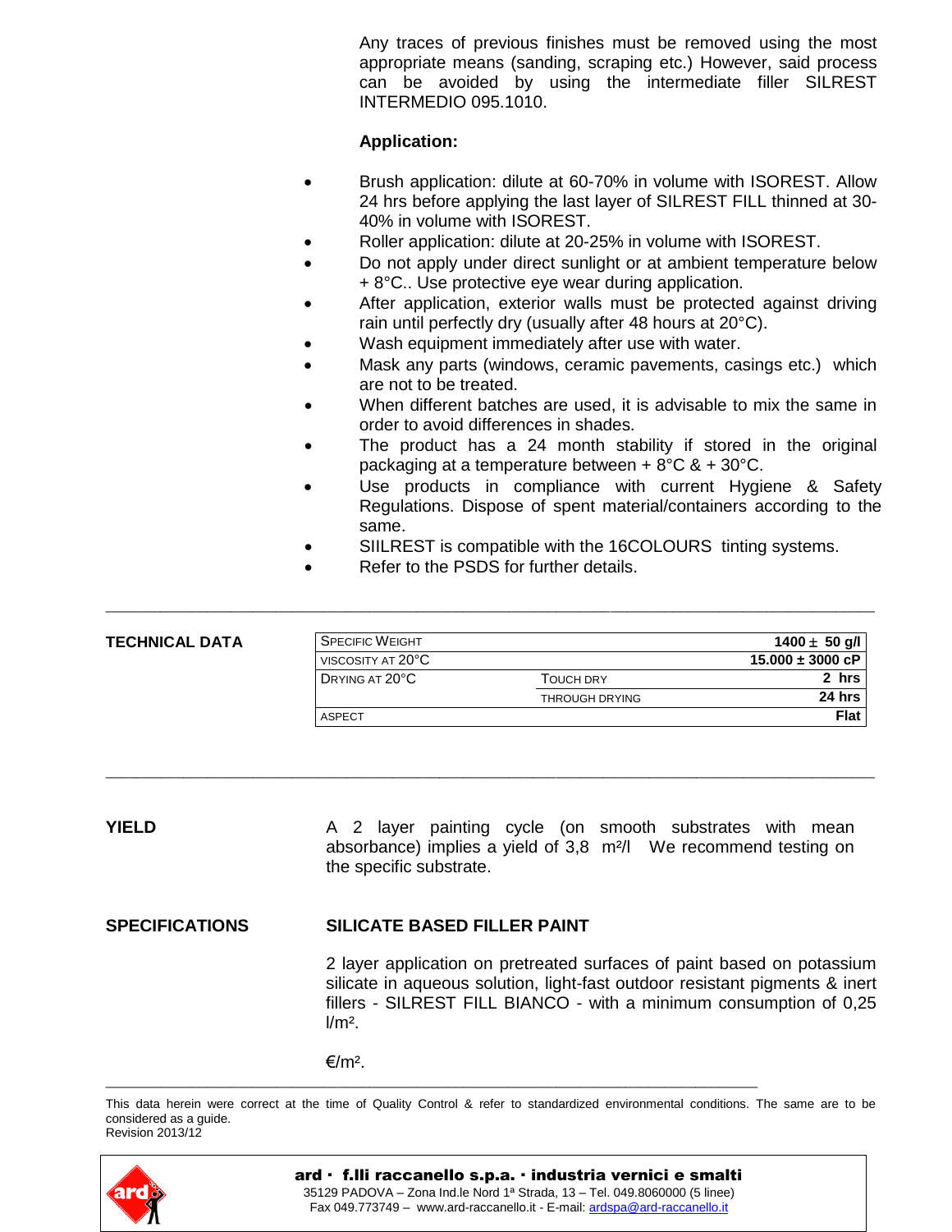Any traces of previous finishes must be removed using the most appropriate means (sanding, scraping etc.) However, said process can be avoided by using the intermediate filler SILREST INTERMEDIO 095.1010.

**Application:**

- Brush application: dilute at 60-70% in volume with ISOREST. Allow 24 hrs before applying the last layer of SILREST FILL thinned at 30-40% in volume with ISOREST.
- Roller application: dilute at 20-25% in volume with ISOREST.
- Do not apply under direct sunlight or at ambient temperature below + 8°C.. Use protective eye wear during application.
- After application, exterior walls must be protected against driving rain until perfectly dry (usually after 48 hours at 20°C).
- Wash equipment immediately after use with water.
- Mask any parts (windows, ceramic pavements, casings etc.) which are not to be treated.
- When different batches are used, it is advisable to mix the same in order to avoid differences in shades.
- The product has a 24 month stability if stored in the original packaging at a temperature between + 8°C & + 30°C.
- Use products in compliance with current Hygiene & Safety Regulations. Dispose of spent material/containers according to the same.
- SIILREST is compatible with the 16COLOURS tinting systems.
- Refer to the PSDS for further details.

---

**TECHNICAL DATA**

| | | |
|---|---|---|
| SPECIFIC WEIGHT | | **1400 ± 50 g/l** |
| VISCOSITY AT 20°C | | **15.000 ± 3000 cP** |
| DRYING AT 20°C | TOUCH DRY | **2 hrs** |
| | THROUGH DRYING | **24 hrs** |
| ASPECT | | **Flat** |

---

**YIELD**

A 2 layer painting cycle (on smooth substrates with mean absorbance) implies a yield of 3,8 m²/l We recommend testing on the specific substrate.

**SPECIFICATIONS**

**SILICATE BASED FILLER PAINT**

2 layer application on pretreated surfaces of paint based on potassium silicate in aqueous solution, light-fast outdoor resistant pigments & inert fillers - SILREST FILL BIANCO - with a minimum consumption of 0,25 l/m².

€/m².

---

This data herein were correct at the time of Quality Control & refer to standardized environmental conditions. The same are to be considered as a guide.
Revision 2013/12

**ard · f.lli raccanello s.p.a. · industria vernici e smalti**
35129 PADOVA – Zona Ind.le Nord 1ª Strada, 13 – Tel. 049.8060000 (5 linee)
Fax 049.773749 – www.ard-raccanello.it - E-mail: ardspa@ard-raccanello.it